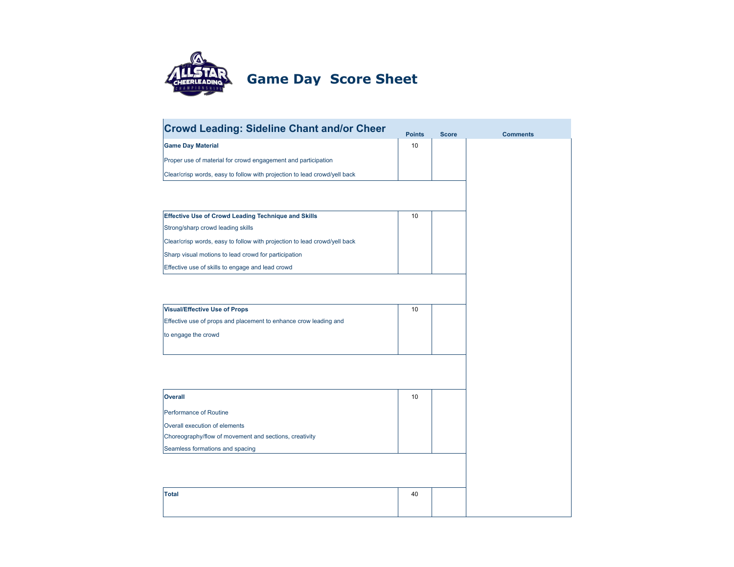# Game Day Score Sheet

| Crowd Leading: Sideline Chant and/or Cheer | Points | Score | Comments |
|---|---|---|---|
| **Game Day Material** | 10 | | |
| Proper use of material for crowd engagement and participation | | | |
| Clear/crisp words, easy to follow with projection to lead crowd/yell back | | | |
| **Effective Use of Crowd Leading Technique and Skills** | 10 | | |
| Strong/sharp crowd leading skills | | | |
| Clear/crisp words, easy to follow with projection to lead crowd/yell back | | | |
| Sharp visual motions to lead crowd for participation | | | |
| Effective use of skills to engage and lead crowd | | | |
| **Visual/Effective Use of Props** | 10 | | |
| Effective use of props and placement to enhance crow leading and to engage the crowd | | | |
| **Overall** | 10 | | |
| Performance of Routine | | | |
| Overall execution of elements | | | |
| Choreography/flow of movement and sections, creativity | | | |
| Seamless formations and spacing | | | |
| **Total** | 40 | | |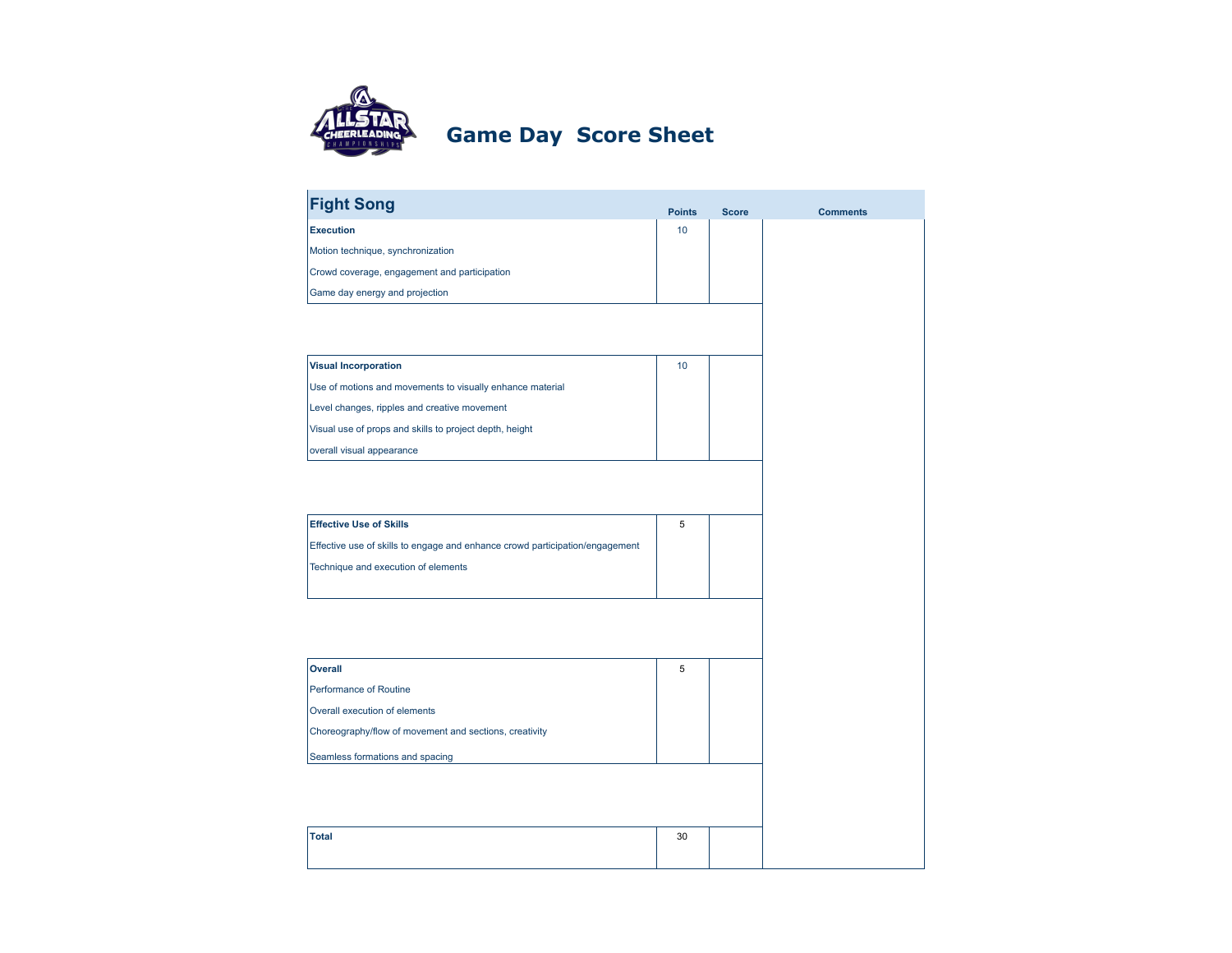# Game Day Score Sheet

| Fight Song | Points | Score | Comments |
| --- | --- | --- | --- |
| **Execution** | 10 | | |
| Motion technique, synchronization | | | |
| Crowd coverage, engagement and participation | | | |
| Game day energy and projection | | | |
| **Visual Incorporation** | 10 | | |
| Use of motions and movements to visually enhance material | | | |
| Level changes, ripples and creative movement | | | |
| Visual use of props and skills to project depth, height | | | |
| overall visual appearance | | | |
| **Effective Use of Skills** | 5 | | |
| Effective use of skills to engage and enhance crowd participation/engagement | | | |
| Technique and execution of elements | | | |
| **Overall** | 5 | | |
| Performance of Routine | | | |
| Overall execution of elements | | | |
| Choreography/flow of movement and sections, creativity | | | |
| Seamless formations and spacing | | | |
| **Total** | 30 | | |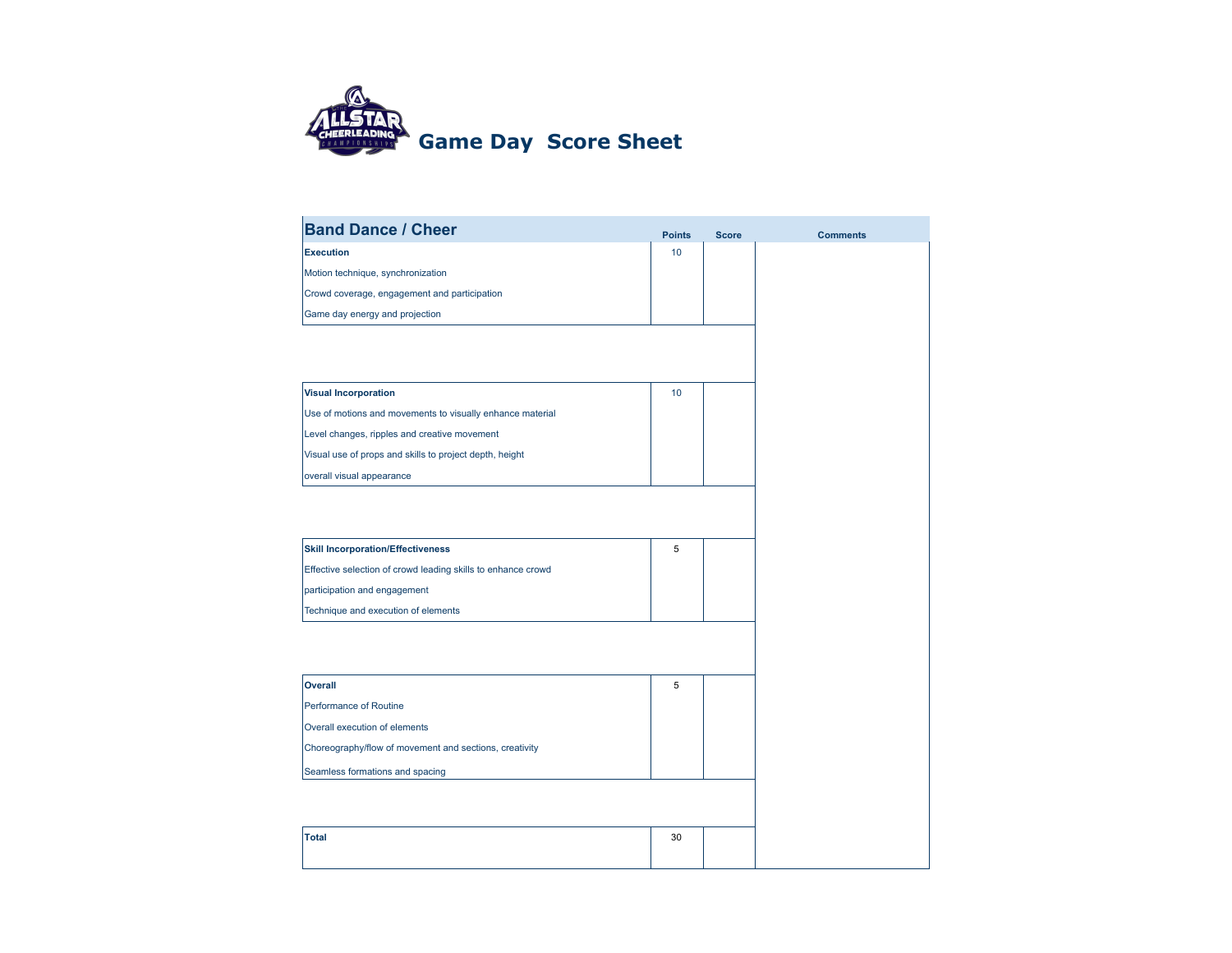# Game Day Score Sheet

| Band Dance / Cheer | Points | Score | Comments |
|---|---|---|---|
| **Execution** | 10 | | |
| Motion technique, synchronization | | | |
| Crowd coverage, engagement and participation | | | |
| Game day energy and projection | | | |
| **Visual Incorporation** | 10 | | |
| Use of motions and movements to visually enhance material | | | |
| Level changes, ripples and creative movement | | | |
| Visual use of props and skills to project depth, height | | | |
| overall visual appearance | | | |
| **Skill Incorporation/Effectiveness** | 5 | | |
| Effective selection of crowd leading skills to enhance crowd participation and engagement | | | |
| Technique and execution of elements | | | |
| **Overall** | 5 | | |
| Performance of Routine | | | |
| Overall execution of elements | | | |
| Choreography/flow of movement and sections, creativity | | | |
| Seamless formations and spacing | | | |
| **Total** | 30 | | |